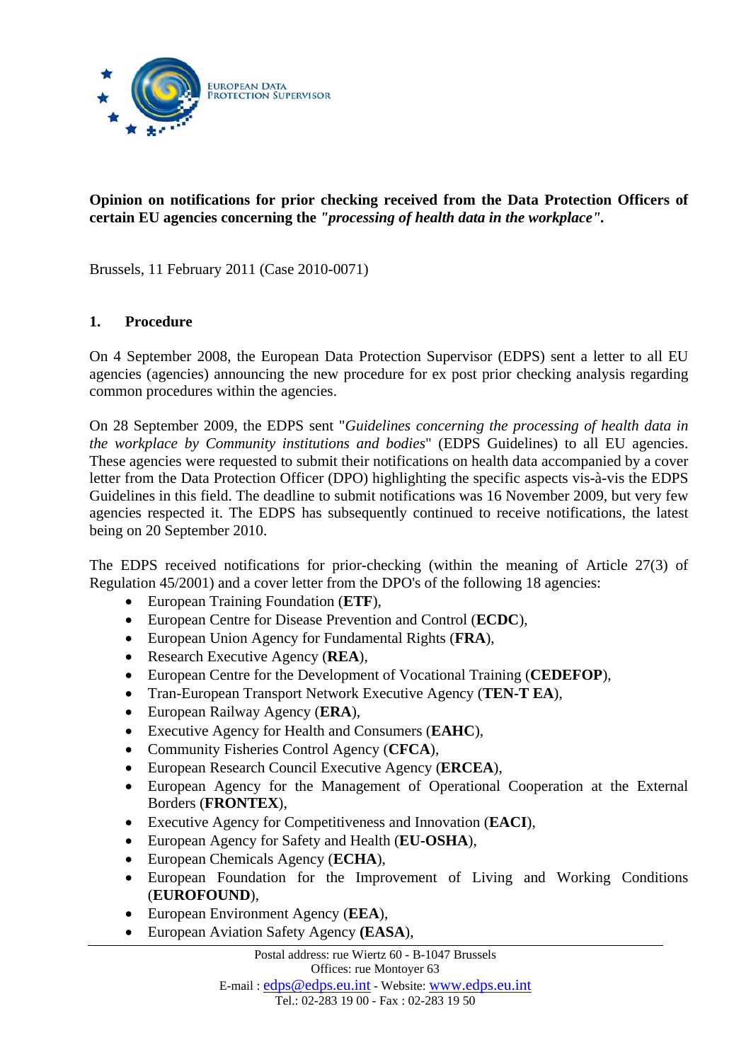**Opinion on notifications for prior checking received from the Data Protection Officers of certain EU agencies concerning the *"processing of health data in the workplace"*.**

Brussels, 11 February 2011 (Case 2010-0071)

## 1. Procedure

On 4 September 2008, the European Data Protection Supervisor (EDPS) sent a letter to all EU agencies (agencies) announcing the new procedure for ex post prior checking analysis regarding common procedures within the agencies.

On 28 September 2009, the EDPS sent "*Guidelines concerning the processing of health data in the workplace by Community institutions and bodies*" (EDPS Guidelines) to all EU agencies. These agencies were requested to submit their notifications on health data accompanied by a cover letter from the Data Protection Officer (DPO) highlighting the specific aspects vis-à-vis the EDPS Guidelines in this field. The deadline to submit notifications was 16 November 2009, but very few agencies respected it. The EDPS has subsequently continued to receive notifications, the latest being on 20 September 2010.

The EDPS received notifications for prior-checking (within the meaning of Article 27(3) of Regulation 45/2001) and a cover letter from the DPO's of the following 18 agencies:

- European Training Foundation (**ETF**),
- European Centre for Disease Prevention and Control (**ECDC**),
- European Union Agency for Fundamental Rights (**FRA**),
- Research Executive Agency (**REA**),
- European Centre for the Development of Vocational Training (**CEDEFOP**),
- Tran-European Transport Network Executive Agency (**TEN-T EA**),
- European Railway Agency (**ERA**),
- Executive Agency for Health and Consumers (**EAHC**),
- Community Fisheries Control Agency (**CFCA**),
- European Research Council Executive Agency (**ERCEA**),
- European Agency for the Management of Operational Cooperation at the External Borders (**FRONTEX**),
- Executive Agency for Competitiveness and Innovation (**EACI**),
- European Agency for Safety and Health (**EU-OSHA**),
- European Chemicals Agency (**ECHA**),
- European Foundation for the Improvement of Living and Working Conditions (**EUROFOUND**),
- European Environment Agency (**EEA**),
- European Aviation Safety Agency **(EASA**),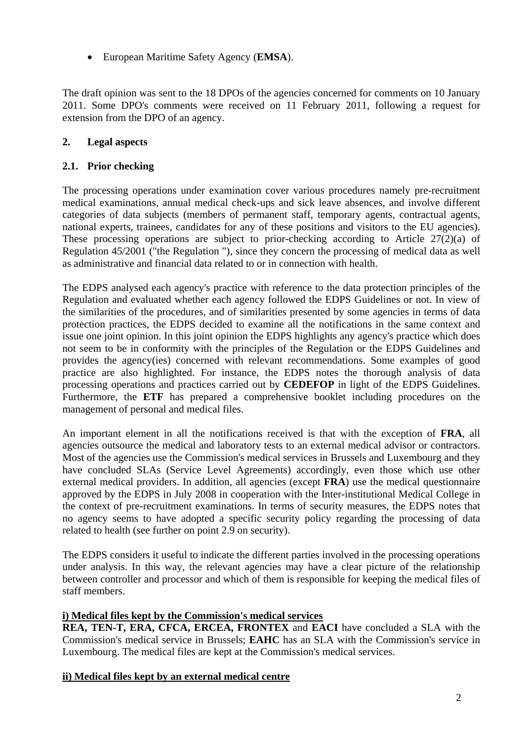- European Maritime Safety Agency (**EMSA**).

The draft opinion was sent to the 18 DPOs of the agencies concerned for comments on 10 January 2011. Some DPO's comments were received on 11 February 2011, following a request for extension from the DPO of an agency.

## 2. Legal aspects

### 2.1. Prior checking

The processing operations under examination cover various procedures namely pre-recruitment medical examinations, annual medical check-ups and sick leave absences, and involve different categories of data subjects (members of permanent staff, temporary agents, contractual agents, national experts, trainees, candidates for any of these positions and visitors to the EU agencies). These processing operations are subject to prior-checking according to Article 27(2)(a) of Regulation 45/2001 ("the Regulation "), since they concern the processing of medical data as well as administrative and financial data related to or in connection with health.

The EDPS analysed each agency's practice with reference to the data protection principles of the Regulation and evaluated whether each agency followed the EDPS Guidelines or not. In view of the similarities of the procedures, and of similarities presented by some agencies in terms of data protection practices, the EDPS decided to examine all the notifications in the same context and issue one joint opinion. In this joint opinion the EDPS highlights any agency's practice which does not seem to be in conformity with the principles of the Regulation or the EDPS Guidelines and provides the agency(ies) concerned with relevant recommendations. Some examples of good practice are also highlighted. For instance, the EDPS notes the thorough analysis of data processing operations and practices carried out by **CEDEFOP** in light of the EDPS Guidelines. Furthermore, the **ETF** has prepared a comprehensive booklet including procedures on the management of personal and medical files.

An important element in all the notifications received is that with the exception of **FRA**, all agencies outsource the medical and laboratory tests to an external medical advisor or contractors. Most of the agencies use the Commission's medical services in Brussels and Luxembourg and they have concluded SLAs (Service Level Agreements) accordingly, even those which use other external medical providers. In addition, all agencies (except **FRA**) use the medical questionnaire approved by the EDPS in July 2008 in cooperation with the Inter-institutional Medical College in the context of pre-recruitment examinations. In terms of security measures, the EDPS notes that no agency seems to have adopted a specific security policy regarding the processing of data related to health (see further on point 2.9 on security).

The EDPS considers it useful to indicate the different parties involved in the processing operations under analysis. In this way, the relevant agencies may have a clear picture of the relationship between controller and processor and which of them is responsible for keeping the medical files of staff members.

**i) Medical files kept by the Commission's medical services**

**REA, TEN-T, ERA, CFCA, ERCEA, FRONTEX** and **EACI** have concluded a SLA with the Commission's medical service in Brussels; **EAHC** has an SLA with the Commission's service in Luxembourg. The medical files are kept at the Commission's medical services.

**ii) Medical files kept by an external medical centre**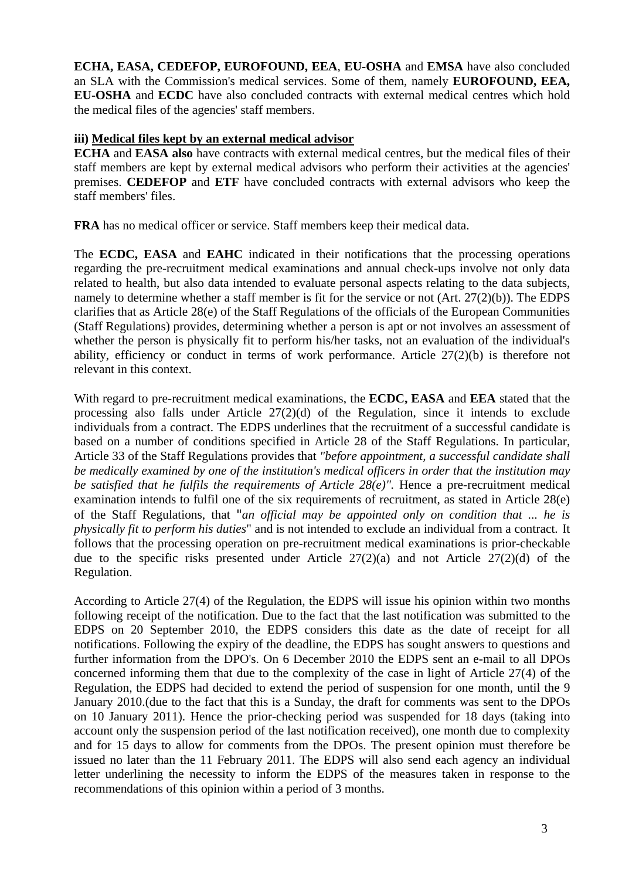**ECHA, EASA, CEDEFOP, EUROFOUND, EEA**, **EU-OSHA** and **EMSA** have also concluded an SLA with the Commission's medical services. Some of them, namely **EUROFOUND, EEA, EU-OSHA** and **ECDC** have also concluded contracts with external medical centres which hold the medical files of the agencies' staff members.

**iii) Medical files kept by an external medical advisor**

**ECHA** and **EASA also** have contracts with external medical centres, but the medical files of their staff members are kept by external medical advisors who perform their activities at the agencies' premises. **CEDEFOP** and **ETF** have concluded contracts with external advisors who keep the staff members' files.

**FRA** has no medical officer or service. Staff members keep their medical data.

The **ECDC, EASA** and **EAHC** indicated in their notifications that the processing operations regarding the pre-recruitment medical examinations and annual check-ups involve not only data related to health, but also data intended to evaluate personal aspects relating to the data subjects, namely to determine whether a staff member is fit for the service or not (Art. 27(2)(b)). The EDPS clarifies that as Article 28(e) of the Staff Regulations of the officials of the European Communities (Staff Regulations) provides, determining whether a person is apt or not involves an assessment of whether the person is physically fit to perform his/her tasks, not an evaluation of the individual's ability, efficiency or conduct in terms of work performance. Article 27(2)(b) is therefore not relevant in this context.

With regard to pre-recruitment medical examinations, the **ECDC, EASA** and **EEA** stated that the processing also falls under Article 27(2)(d) of the Regulation, since it intends to exclude individuals from a contract. The EDPS underlines that the recruitment of a successful candidate is based on a number of conditions specified in Article 28 of the Staff Regulations. In particular, Article 33 of the Staff Regulations provides that *"before appointment, a successful candidate shall be medically examined by one of the institution's medical officers in order that the institution may be satisfied that he fulfils the requirements of Article 28(e)".* Hence a pre-recruitment medical examination intends to fulfil one of the six requirements of recruitment, as stated in Article 28(e) of the Staff Regulations, that "*an official may be appointed only on condition that ... he is physically fit to perform his duties*" and is not intended to exclude an individual from a contract. It follows that the processing operation on pre-recruitment medical examinations is prior-checkable due to the specific risks presented under Article 27(2)(a) and not Article 27(2)(d) of the Regulation.

According to Article 27(4) of the Regulation, the EDPS will issue his opinion within two months following receipt of the notification. Due to the fact that the last notification was submitted to the EDPS on 20 September 2010, the EDPS considers this date as the date of receipt for all notifications. Following the expiry of the deadline, the EDPS has sought answers to questions and further information from the DPO's. On 6 December 2010 the EDPS sent an e-mail to all DPOs concerned informing them that due to the complexity of the case in light of Article 27(4) of the Regulation, the EDPS had decided to extend the period of suspension for one month, until the 9 January 2010.(due to the fact that this is a Sunday, the draft for comments was sent to the DPOs on 10 January 2011). Hence the prior-checking period was suspended for 18 days (taking into account only the suspension period of the last notification received), one month due to complexity and for 15 days to allow for comments from the DPOs. The present opinion must therefore be issued no later than the 11 February 2011. The EDPS will also send each agency an individual letter underlining the necessity to inform the EDPS of the measures taken in response to the recommendations of this opinion within a period of 3 months.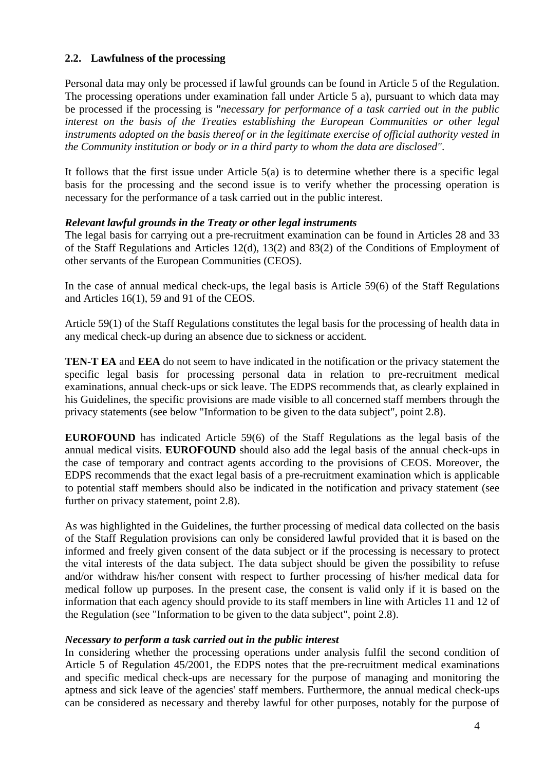### 2.2. Lawfulness of the processing

Personal data may only be processed if lawful grounds can be found in Article 5 of the Regulation. The processing operations under examination fall under Article 5 a), pursuant to which data may be processed if the processing is "*necessary for performance of a task carried out in the public interest on the basis of the Treaties establishing the European Communities or other legal instruments adopted on the basis thereof or in the legitimate exercise of official authority vested in the Community institution or body or in a third party to whom the data are disclosed"*.

It follows that the first issue under Article 5(a) is to determine whether there is a specific legal basis for the processing and the second issue is to verify whether the processing operation is necessary for the performance of a task carried out in the public interest.

***Relevant lawful grounds in the Treaty or other legal instruments***

The legal basis for carrying out a pre-recruitment examination can be found in Articles 28 and 33 of the Staff Regulations and Articles 12(d), 13(2) and 83(2) of the Conditions of Employment of other servants of the European Communities (CEOS).

In the case of annual medical check-ups, the legal basis is Article 59(6) of the Staff Regulations and Articles 16(1), 59 and 91 of the CEOS.

Article 59(1) of the Staff Regulations constitutes the legal basis for the processing of health data in any medical check-up during an absence due to sickness or accident.

**TEN-T EA** and **EEA** do not seem to have indicated in the notification or the privacy statement the specific legal basis for processing personal data in relation to pre-recruitment medical examinations, annual check-ups or sick leave. The EDPS recommends that, as clearly explained in his Guidelines, the specific provisions are made visible to all concerned staff members through the privacy statements (see below "Information to be given to the data subject", point 2.8).

**EUROFOUND** has indicated Article 59(6) of the Staff Regulations as the legal basis of the annual medical visits. **EUROFOUND** should also add the legal basis of the annual check-ups in the case of temporary and contract agents according to the provisions of CEOS. Moreover, the EDPS recommends that the exact legal basis of a pre-recruitment examination which is applicable to potential staff members should also be indicated in the notification and privacy statement (see further on privacy statement, point 2.8).

As was highlighted in the Guidelines, the further processing of medical data collected on the basis of the Staff Regulation provisions can only be considered lawful provided that it is based on the informed and freely given consent of the data subject or if the processing is necessary to protect the vital interests of the data subject. The data subject should be given the possibility to refuse and/or withdraw his/her consent with respect to further processing of his/her medical data for medical follow up purposes. In the present case, the consent is valid only if it is based on the information that each agency should provide to its staff members in line with Articles 11 and 12 of the Regulation (see "Information to be given to the data subject", point 2.8).

***Necessary to perform a task carried out in the public interest***

In considering whether the processing operations under analysis fulfil the second condition of Article 5 of Regulation 45/2001, the EDPS notes that the pre-recruitment medical examinations and specific medical check-ups are necessary for the purpose of managing and monitoring the aptness and sick leave of the agencies' staff members. Furthermore, the annual medical check-ups can be considered as necessary and thereby lawful for other purposes, notably for the purpose of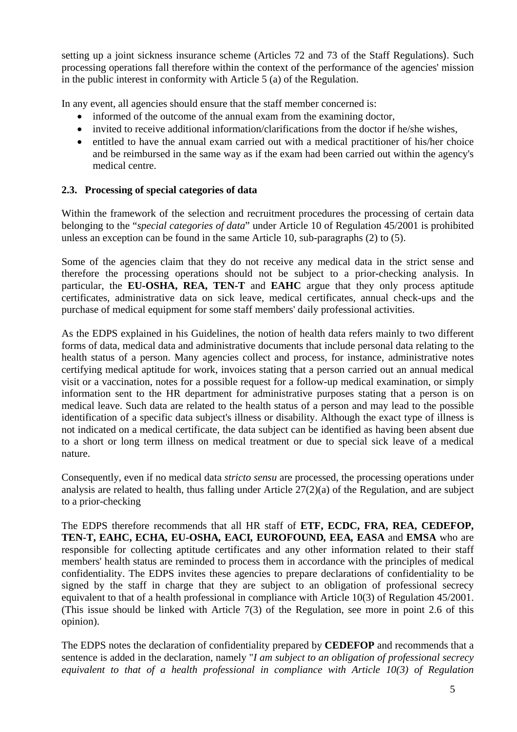setting up a joint sickness insurance scheme (Articles 72 and 73 of the Staff Regulations). Such processing operations fall therefore within the context of the performance of the agencies' mission in the public interest in conformity with Article 5 (a) of the Regulation.

In any event, all agencies should ensure that the staff member concerned is:

- informed of the outcome of the annual exam from the examining doctor,
- invited to receive additional information/clarifications from the doctor if he/she wishes,
- entitled to have the annual exam carried out with a medical practitioner of his/her choice and be reimbursed in the same way as if the exam had been carried out within the agency's medical centre.

### 2.3. Processing of special categories of data

Within the framework of the selection and recruitment procedures the processing of certain data belonging to the "*special categories of data*" under Article 10 of Regulation 45/2001 is prohibited unless an exception can be found in the same Article 10, sub-paragraphs (2) to (5).

Some of the agencies claim that they do not receive any medical data in the strict sense and therefore the processing operations should not be subject to a prior-checking analysis. In particular, the **EU-OSHA, REA, TEN-T** and **EAHC** argue that they only process aptitude certificates, administrative data on sick leave, medical certificates, annual check-ups and the purchase of medical equipment for some staff members' daily professional activities.

As the EDPS explained in his Guidelines, the notion of health data refers mainly to two different forms of data, medical data and administrative documents that include personal data relating to the health status of a person. Many agencies collect and process, for instance, administrative notes certifying medical aptitude for work, invoices stating that a person carried out an annual medical visit or a vaccination, notes for a possible request for a follow-up medical examination, or simply information sent to the HR department for administrative purposes stating that a person is on medical leave. Such data are related to the health status of a person and may lead to the possible identification of a specific data subject's illness or disability. Although the exact type of illness is not indicated on a medical certificate, the data subject can be identified as having been absent due to a short or long term illness on medical treatment or due to special sick leave of a medical nature.

Consequently, even if no medical data *stricto sensu* are processed, the processing operations under analysis are related to health, thus falling under Article 27(2)(a) of the Regulation, and are subject to a prior-checking

The EDPS therefore recommends that all HR staff of **ETF, ECDC, FRA, REA, CEDEFOP, TEN-T, EAHC, ECHA, EU-OSHA, EACI, EUROFOUND, EEA, EASA** and **EMSA** who are responsible for collecting aptitude certificates and any other information related to their staff members' health status are reminded to process them in accordance with the principles of medical confidentiality. The EDPS invites these agencies to prepare declarations of confidentiality to be signed by the staff in charge that they are subject to an obligation of professional secrecy equivalent to that of a health professional in compliance with Article 10(3) of Regulation 45/2001. (This issue should be linked with Article 7(3) of the Regulation, see more in point 2.6 of this opinion).

The EDPS notes the declaration of confidentiality prepared by **CEDEFOP** and recommends that a sentence is added in the declaration, namely "*I am subject to an obligation of professional secrecy equivalent to that of a health professional in compliance with Article 10(3) of Regulation*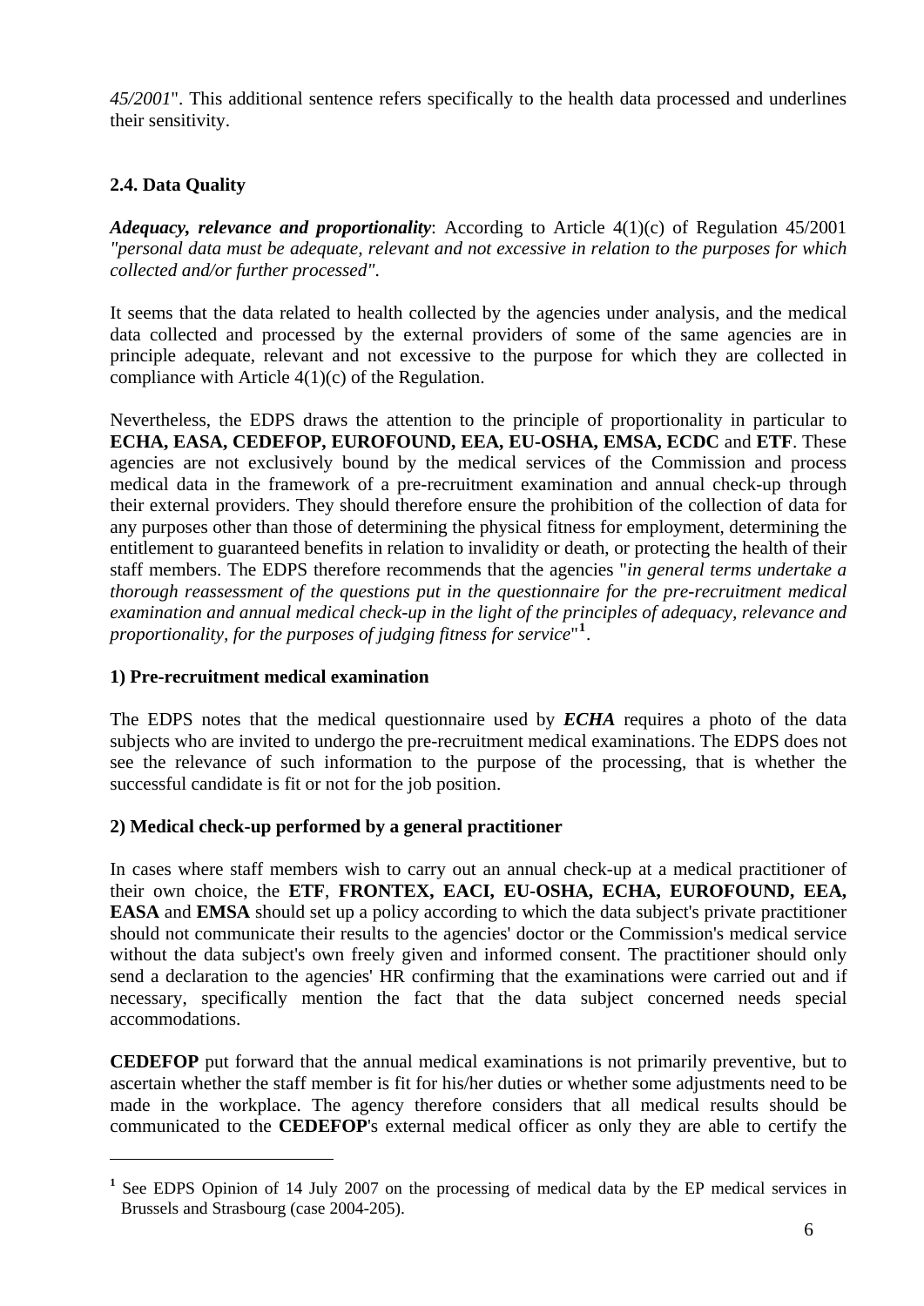*45/2001*". This additional sentence refers specifically to the health data processed and underlines their sensitivity.

### 2.4. Data Quality

***Adequacy, relevance and proportionality***: According to Article 4(1)(c) of Regulation 45/2001 *"personal data must be adequate, relevant and not excessive in relation to the purposes for which collected and/or further processed"*.

It seems that the data related to health collected by the agencies under analysis, and the medical data collected and processed by the external providers of some of the same agencies are in principle adequate, relevant and not excessive to the purpose for which they are collected in compliance with Article 4(1)(c) of the Regulation.

Nevertheless, the EDPS draws the attention to the principle of proportionality in particular to **ECHA, EASA, CEDEFOP, EUROFOUND, EEA, EU-OSHA, EMSA, ECDC** and **ETF**. These agencies are not exclusively bound by the medical services of the Commission and process medical data in the framework of a pre-recruitment examination and annual check-up through their external providers. They should therefore ensure the prohibition of the collection of data for any purposes other than those of determining the physical fitness for employment, determining the entitlement to guaranteed benefits in relation to invalidity or death, or protecting the health of their staff members. The EDPS therefore recommends that the agencies "*in general terms undertake a thorough reassessment of the questions put in the questionnaire for the pre-recruitment medical examination and annual medical check-up in the light of the principles of adequacy, relevance and proportionality, for the purposes of judging fitness for service*"[1].

#### 1) Pre-recruitment medical examination

The EDPS notes that the medical questionnaire used by ***ECHA*** requires a photo of the data subjects who are invited to undergo the pre-recruitment medical examinations. The EDPS does not see the relevance of such information to the purpose of the processing, that is whether the successful candidate is fit or not for the job position.

#### 2) Medical check-up performed by a general practitioner

In cases where staff members wish to carry out an annual check-up at a medical practitioner of their own choice, the **ETF**, **FRONTEX, EACI, EU-OSHA, ECHA, EUROFOUND, EEA, EASA** and **EMSA** should set up a policy according to which the data subject's private practitioner should not communicate their results to the agencies' doctor or the Commission's medical service without the data subject's own freely given and informed consent. The practitioner should only send a declaration to the agencies' HR confirming that the examinations were carried out and if necessary, specifically mention the fact that the data subject concerned needs special accommodations.

**CEDEFOP** put forward that the annual medical examinations is not primarily preventive, but to ascertain whether the staff member is fit for his/her duties or whether some adjustments need to be made in the workplace. The agency therefore considers that all medical results should be communicated to the **CEDEFOP**'s external medical officer as only they are able to certify the

---

[1] See EDPS Opinion of 14 July 2007 on the processing of medical data by the EP medical services in Brussels and Strasbourg (case 2004-205).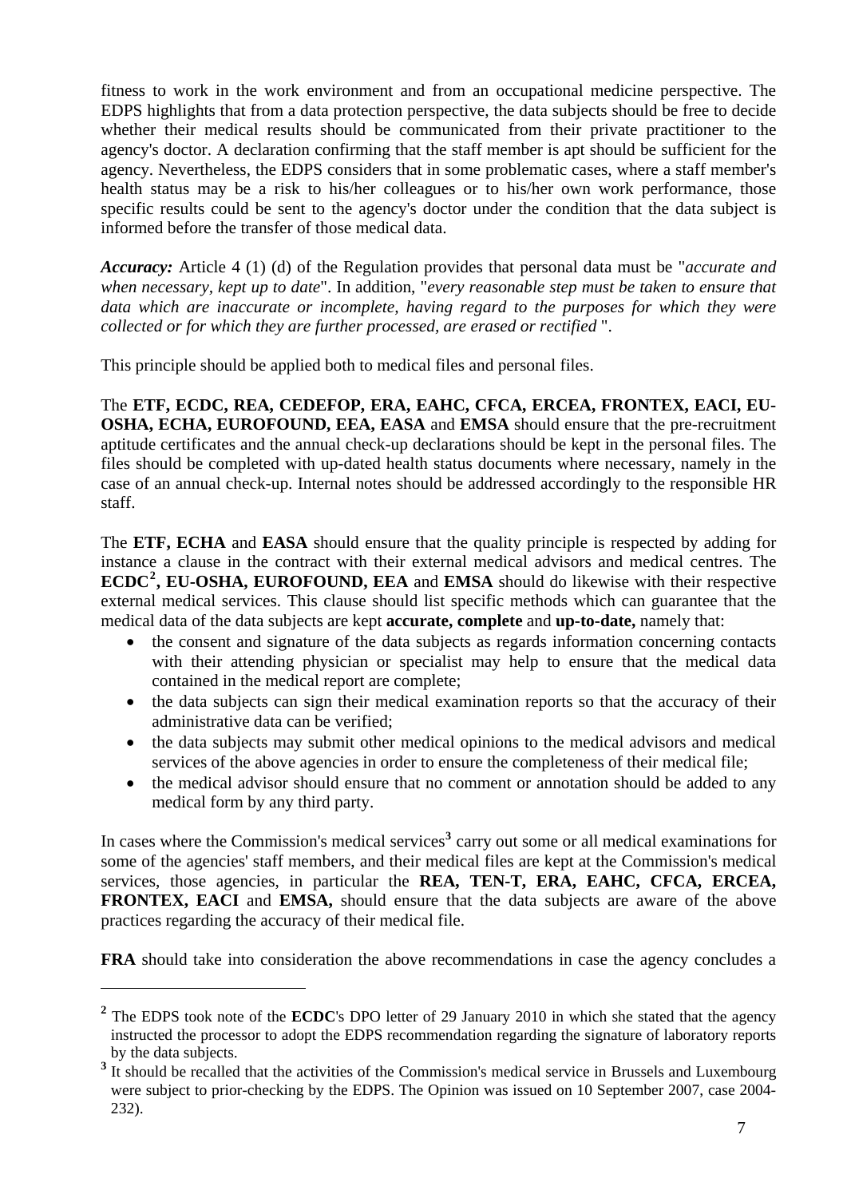fitness to work in the work environment and from an occupational medicine perspective. The EDPS highlights that from a data protection perspective, the data subjects should be free to decide whether their medical results should be communicated from their private practitioner to the agency's doctor. A declaration confirming that the staff member is apt should be sufficient for the agency. Nevertheless, the EDPS considers that in some problematic cases, where a staff member's health status may be a risk to his/her colleagues or to his/her own work performance, those specific results could be sent to the agency's doctor under the condition that the data subject is informed before the transfer of those medical data.

***Accuracy:*** Article 4 (1) (d) of the Regulation provides that personal data must be "*accurate and when necessary, kept up to date*". In addition, "*every reasonable step must be taken to ensure that data which are inaccurate or incomplete, having regard to the purposes for which they were collected or for which they are further processed, are erased or rectified* ".

This principle should be applied both to medical files and personal files.

The **ETF, ECDC, REA, CEDEFOP, ERA, EAHC, CFCA, ERCEA, FRONTEX, EACI, EU-OSHA, ECHA, EUROFOUND, EEA, EASA** and **EMSA** should ensure that the pre-recruitment aptitude certificates and the annual check-up declarations should be kept in the personal files. The files should be completed with up-dated health status documents where necessary, namely in the case of an annual check-up. Internal notes should be addressed accordingly to the responsible HR staff.

The **ETF, ECHA** and **EASA** should ensure that the quality principle is respected by adding for instance a clause in the contract with their external medical advisors and medical centres. The **ECDC**[2]**, EU-OSHA, EUROFOUND, EEA** and **EMSA** should do likewise with their respective external medical services. This clause should list specific methods which can guarantee that the medical data of the data subjects are kept **accurate, complete** and **up-to-date,** namely that:

- the consent and signature of the data subjects as regards information concerning contacts with their attending physician or specialist may help to ensure that the medical data contained in the medical report are complete;
- the data subjects can sign their medical examination reports so that the accuracy of their administrative data can be verified;
- the data subjects may submit other medical opinions to the medical advisors and medical services of the above agencies in order to ensure the completeness of their medical file;
- the medical advisor should ensure that no comment or annotation should be added to any medical form by any third party.

In cases where the Commission's medical services[3] carry out some or all medical examinations for some of the agencies' staff members, and their medical files are kept at the Commission's medical services, those agencies, in particular the **REA, TEN-T, ERA, EAHC, CFCA, ERCEA, FRONTEX, EACI** and **EMSA,** should ensure that the data subjects are aware of the above practices regarding the accuracy of their medical file.

**FRA** should take into consideration the above recommendations in case the agency concludes a

---

[2] The EDPS took note of the **ECDC**'s DPO letter of 29 January 2010 in which she stated that the agency instructed the processor to adopt the EDPS recommendation regarding the signature of laboratory reports by the data subjects.

[3] It should be recalled that the activities of the Commission's medical service in Brussels and Luxembourg were subject to prior-checking by the EDPS. The Opinion was issued on 10 September 2007, case 2004-232).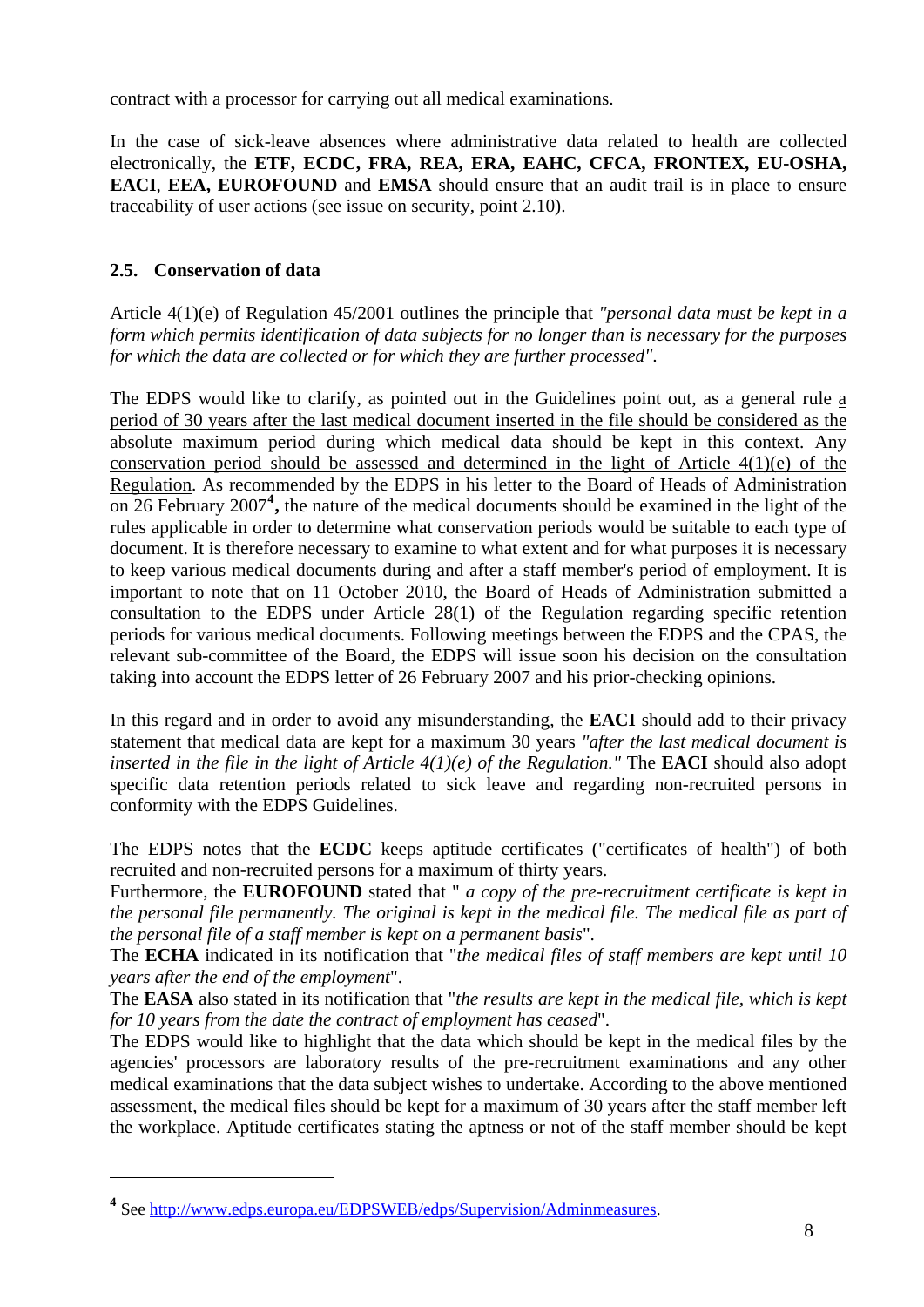contract with a processor for carrying out all medical examinations.

In the case of sick-leave absences where administrative data related to health are collected electronically, the **ETF, ECDC, FRA, REA, ERA, EAHC, CFCA, FRONTEX, EU-OSHA, EACI**, **EEA, EUROFOUND** and **EMSA** should ensure that an audit trail is in place to ensure traceability of user actions (see issue on security, point 2.10).

### 2.5. Conservation of data

Article 4(1)(e) of Regulation 45/2001 outlines the principle that *"personal data must be kept in a form which permits identification of data subjects for no longer than is necessary for the purposes for which the data are collected or for which they are further processed"*.

The EDPS would like to clarify, as pointed out in the Guidelines point out, as a general rule a period of 30 years after the last medical document inserted in the file should be considered as the absolute maximum period during which medical data should be kept in this context. Any conservation period should be assessed and determined in the light of Article 4(1)(e) of the Regulation. As recommended by the EDPS in his letter to the Board of Heads of Administration on 26 February 2007[4]**,** the nature of the medical documents should be examined in the light of the rules applicable in order to determine what conservation periods would be suitable to each type of document. It is therefore necessary to examine to what extent and for what purposes it is necessary to keep various medical documents during and after a staff member's period of employment. It is important to note that on 11 October 2010, the Board of Heads of Administration submitted a consultation to the EDPS under Article 28(1) of the Regulation regarding specific retention periods for various medical documents. Following meetings between the EDPS and the CPAS, the relevant sub-committee of the Board, the EDPS will issue soon his decision on the consultation taking into account the EDPS letter of 26 February 2007 and his prior-checking opinions.

In this regard and in order to avoid any misunderstanding, the **EACI** should add to their privacy statement that medical data are kept for a maximum 30 years *"after the last medical document is inserted in the file in the light of Article 4(1)(e) of the Regulation."* The **EACI** should also adopt specific data retention periods related to sick leave and regarding non-recruited persons in conformity with the EDPS Guidelines.

The EDPS notes that the **ECDC** keeps aptitude certificates ("certificates of health") of both recruited and non-recruited persons for a maximum of thirty years.
Furthermore, the **EUROFOUND** stated that " *a copy of the pre-recruitment certificate is kept in the personal file permanently. The original is kept in the medical file. The medical file as part of the personal file of a staff member is kept on a permanent basis*".
The **ECHA** indicated in its notification that "*the medical files of staff members are kept until 10 years after the end of the employment*".
The **EASA** also stated in its notification that "*the results are kept in the medical file, which is kept for 10 years from the date the contract of employment has ceased*".
The EDPS would like to highlight that the data which should be kept in the medical files by the agencies' processors are laboratory results of the pre-recruitment examinations and any other medical examinations that the data subject wishes to undertake. According to the above mentioned assessment, the medical files should be kept for a maximum of 30 years after the staff member left the workplace. Aptitude certificates stating the aptness or not of the staff member should be kept

---

[4] See http://www.edps.europa.eu/EDPSWEB/edps/Supervision/Adminmeasures.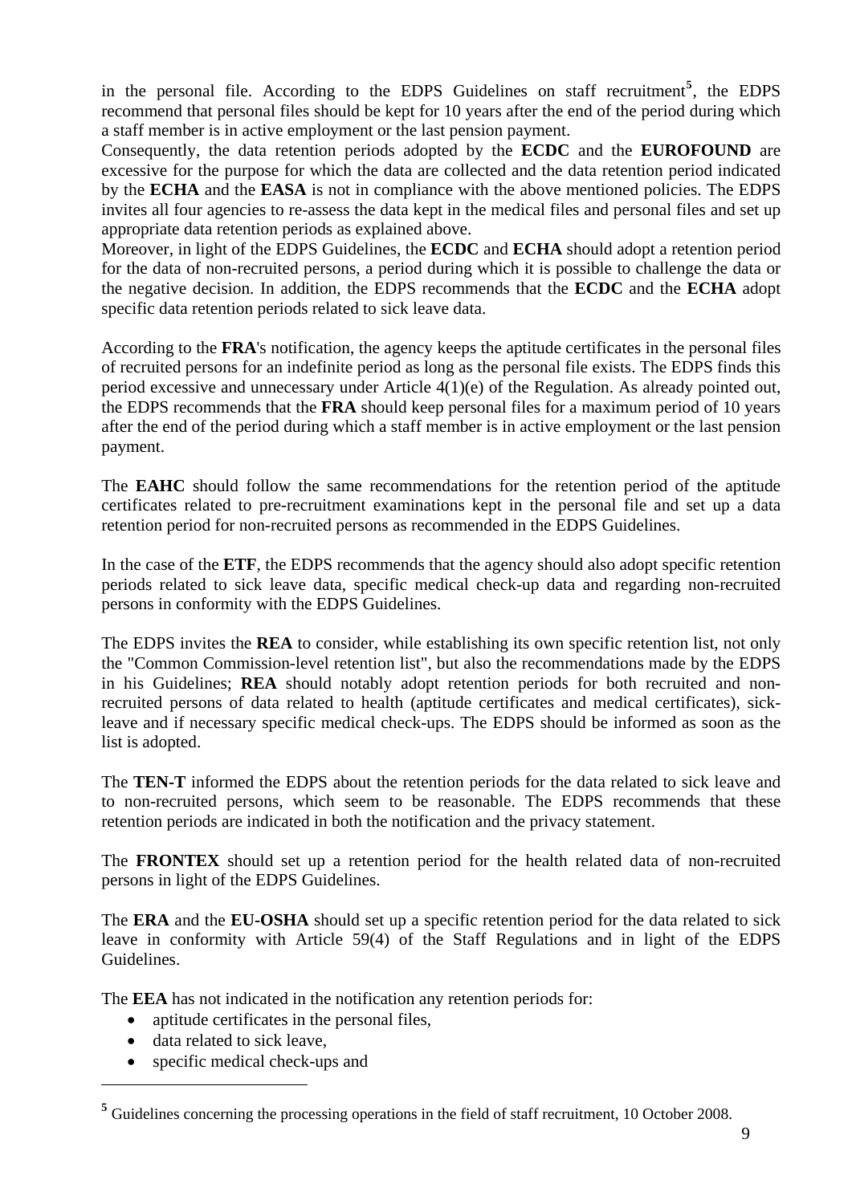in the personal file. According to the EDPS Guidelines on staff recruitment[5], the EDPS recommend that personal files should be kept for 10 years after the end of the period during which a staff member is in active employment or the last pension payment.
Consequently, the data retention periods adopted by the **ECDC** and the **EUROFOUND** are excessive for the purpose for which the data are collected and the data retention period indicated by the **ECHA** and the **EASA** is not in compliance with the above mentioned policies. The EDPS invites all four agencies to re-assess the data kept in the medical files and personal files and set up appropriate data retention periods as explained above.
Moreover, in light of the EDPS Guidelines, the **ECDC** and **ECHA** should adopt a retention period for the data of non-recruited persons, a period during which it is possible to challenge the data or the negative decision. In addition, the EDPS recommends that the **ECDC** and the **ECHA** adopt specific data retention periods related to sick leave data.

According to the **FRA**'s notification, the agency keeps the aptitude certificates in the personal files of recruited persons for an indefinite period as long as the personal file exists. The EDPS finds this period excessive and unnecessary under Article 4(1)(e) of the Regulation. As already pointed out, the EDPS recommends that the **FRA** should keep personal files for a maximum period of 10 years after the end of the period during which a staff member is in active employment or the last pension payment.

The **EAHC** should follow the same recommendations for the retention period of the aptitude certificates related to pre-recruitment examinations kept in the personal file and set up a data retention period for non-recruited persons as recommended in the EDPS Guidelines.

In the case of the **ETF**, the EDPS recommends that the agency should also adopt specific retention periods related to sick leave data, specific medical check-up data and regarding non-recruited persons in conformity with the EDPS Guidelines.

The EDPS invites the **REA** to consider, while establishing its own specific retention list, not only the "Common Commission-level retention list", but also the recommendations made by the EDPS in his Guidelines; **REA** should notably adopt retention periods for both recruited and non-recruited persons of data related to health (aptitude certificates and medical certificates), sick-leave and if necessary specific medical check-ups. The EDPS should be informed as soon as the list is adopted.

The **TEN-T** informed the EDPS about the retention periods for the data related to sick leave and to non-recruited persons, which seem to be reasonable. The EDPS recommends that these retention periods are indicated in both the notification and the privacy statement.

The **FRONTEX** should set up a retention period for the health related data of non-recruited persons in light of the EDPS Guidelines.

The **ERA** and the **EU-OSHA** should set up a specific retention period for the data related to sick leave in conformity with Article 59(4) of the Staff Regulations and in light of the EDPS Guidelines.

The **EEA** has not indicated in the notification any retention periods for:

- aptitude certificates in the personal files,
- data related to sick leave,
- specific medical check-ups and

[5] Guidelines concerning the processing operations in the field of staff recruitment, 10 October 2008.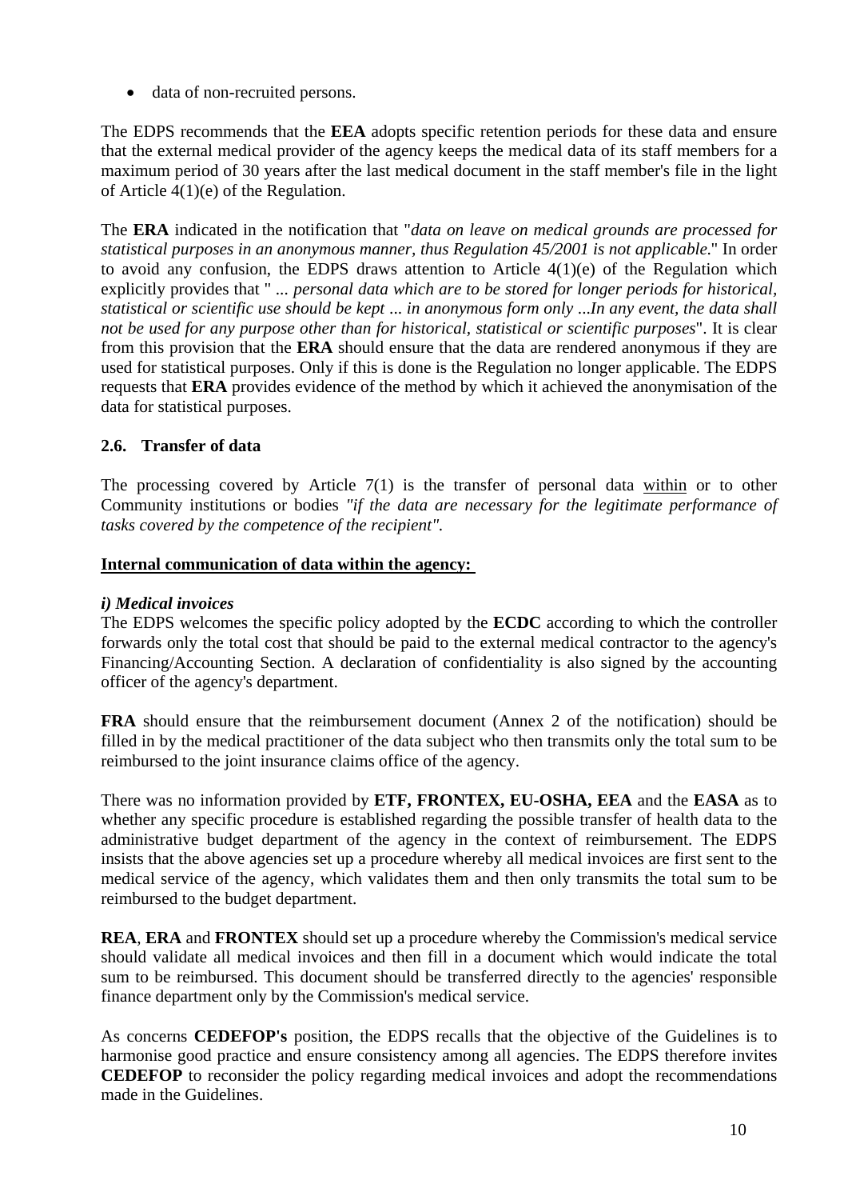- data of non-recruited persons.

The EDPS recommends that the **EEA** adopts specific retention periods for these data and ensure that the external medical provider of the agency keeps the medical data of its staff members for a maximum period of 30 years after the last medical document in the staff member's file in the light of Article 4(1)(e) of the Regulation.

The **ERA** indicated in the notification that "*data on leave on medical grounds are processed for statistical purposes in an anonymous manner, thus Regulation 45/2001 is not applicable.*" In order to avoid any confusion, the EDPS draws attention to Article 4(1)(e) of the Regulation which explicitly provides that " *... personal data which are to be stored for longer periods for historical, statistical or scientific use should be kept ... in anonymous form only ...In any event, the data shall not be used for any purpose other than for historical, statistical or scientific purposes*". It is clear from this provision that the **ERA** should ensure that the data are rendered anonymous if they are used for statistical purposes. Only if this is done is the Regulation no longer applicable. The EDPS requests that **ERA** provides evidence of the method by which it achieved the anonymisation of the data for statistical purposes.

### 2.6. Transfer of data

The processing covered by Article 7(1) is the transfer of personal data within or to other Community institutions or bodies *"if the data are necessary for the legitimate performance of tasks covered by the competence of the recipient".*

**Internal communication of data within the agency:**

***i) Medical invoices***

The EDPS welcomes the specific policy adopted by the **ECDC** according to which the controller forwards only the total cost that should be paid to the external medical contractor to the agency's Financing/Accounting Section. A declaration of confidentiality is also signed by the accounting officer of the agency's department.

**FRA** should ensure that the reimbursement document (Annex 2 of the notification) should be filled in by the medical practitioner of the data subject who then transmits only the total sum to be reimbursed to the joint insurance claims office of the agency.

There was no information provided by **ETF, FRONTEX, EU-OSHA, EEA** and the **EASA** as to whether any specific procedure is established regarding the possible transfer of health data to the administrative budget department of the agency in the context of reimbursement. The EDPS insists that the above agencies set up a procedure whereby all medical invoices are first sent to the medical service of the agency, which validates them and then only transmits the total sum to be reimbursed to the budget department.

**REA**, **ERA** and **FRONTEX** should set up a procedure whereby the Commission's medical service should validate all medical invoices and then fill in a document which would indicate the total sum to be reimbursed. This document should be transferred directly to the agencies' responsible finance department only by the Commission's medical service.

As concerns **CEDEFOP's** position, the EDPS recalls that the objective of the Guidelines is to harmonise good practice and ensure consistency among all agencies. The EDPS therefore invites **CEDEFOP** to reconsider the policy regarding medical invoices and adopt the recommendations made in the Guidelines.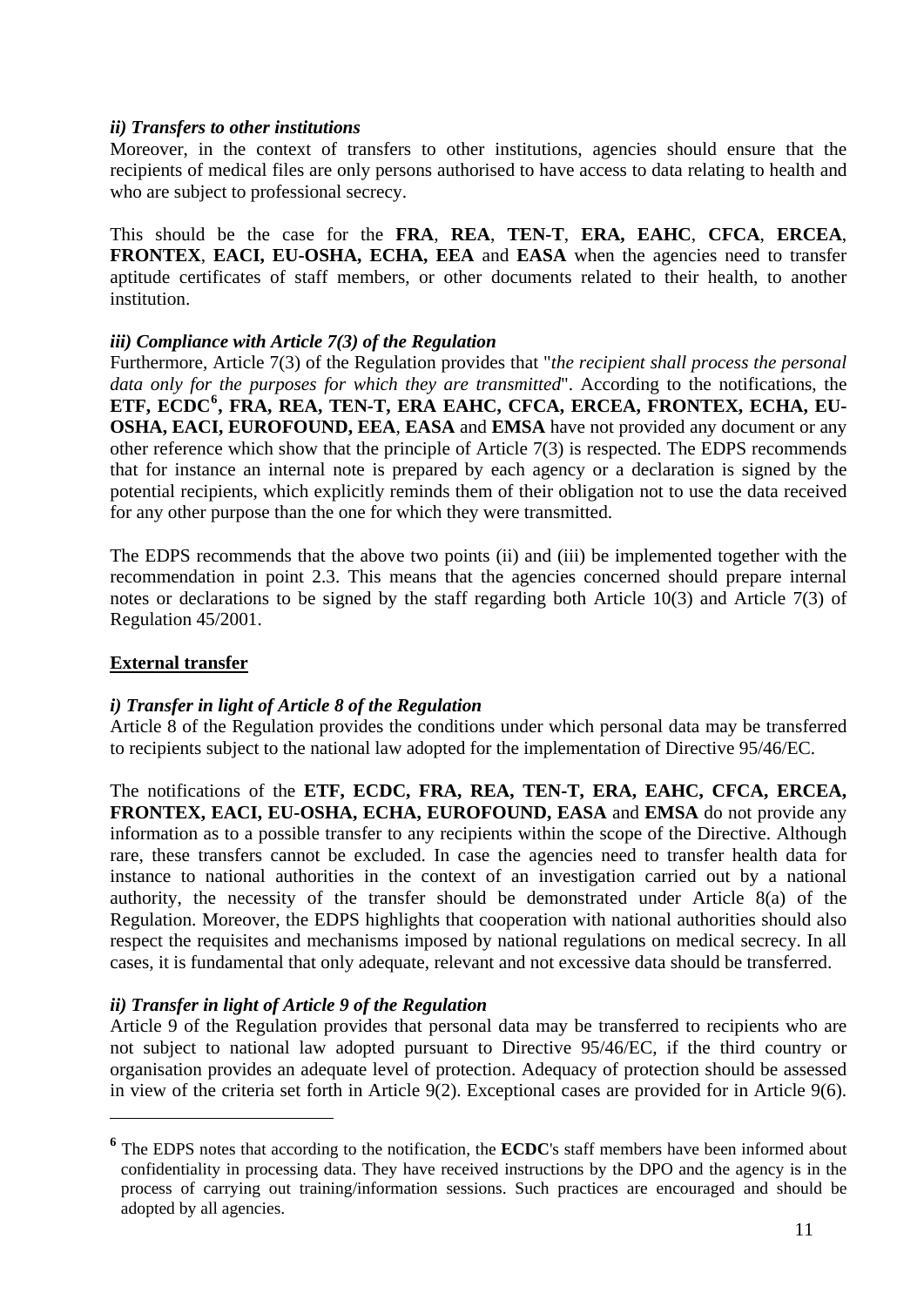***ii) Transfers to other institutions***

Moreover, in the context of transfers to other institutions, agencies should ensure that the recipients of medical files are only persons authorised to have access to data relating to health and who are subject to professional secrecy.

This should be the case for the **FRA**, **REA**, **TEN-T**, **ERA, EAHC**, **CFCA**, **ERCEA**, **FRONTEX**, **EACI, EU-OSHA, ECHA, EEA** and **EASA** when the agencies need to transfer aptitude certificates of staff members, or other documents related to their health, to another institution.

***iii) Compliance with Article 7(3) of the Regulation***

Furthermore, Article 7(3) of the Regulation provides that "*the recipient shall process the personal data only for the purposes for which they are transmitted*". According to the notifications, the **ETF, ECDC**[6]**, FRA, REA, TEN-T, ERA EAHC, CFCA, ERCEA, FRONTEX, ECHA, EU-OSHA, EACI, EUROFOUND, EEA**, **EASA** and **EMSA** have not provided any document or any other reference which show that the principle of Article 7(3) is respected. The EDPS recommends that for instance an internal note is prepared by each agency or a declaration is signed by the potential recipients, which explicitly reminds them of their obligation not to use the data received for any other purpose than the one for which they were transmitted.

The EDPS recommends that the above two points (ii) and (iii) be implemented together with the recommendation in point 2.3. This means that the agencies concerned should prepare internal notes or declarations to be signed by the staff regarding both Article 10(3) and Article 7(3) of Regulation 45/2001.

**External transfer**

***i) Transfer in light of Article 8 of the Regulation***

Article 8 of the Regulation provides the conditions under which personal data may be transferred to recipients subject to the national law adopted for the implementation of Directive 95/46/EC.

The notifications of the **ETF, ECDC, FRA, REA, TEN-T, ERA, EAHC, CFCA, ERCEA, FRONTEX, EACI, EU-OSHA, ECHA, EUROFOUND, EASA** and **EMSA** do not provide any information as to a possible transfer to any recipients within the scope of the Directive. Although rare, these transfers cannot be excluded. In case the agencies need to transfer health data for instance to national authorities in the context of an investigation carried out by a national authority, the necessity of the transfer should be demonstrated under Article 8(a) of the Regulation. Moreover, the EDPS highlights that cooperation with national authorities should also respect the requisites and mechanisms imposed by national regulations on medical secrecy. In all cases, it is fundamental that only adequate, relevant and not excessive data should be transferred.

***ii) Transfer in light of Article 9 of the Regulation***

Article 9 of the Regulation provides that personal data may be transferred to recipients who are not subject to national law adopted pursuant to Directive 95/46/EC, if the third country or organisation provides an adequate level of protection. Adequacy of protection should be assessed in view of the criteria set forth in Article 9(2). Exceptional cases are provided for in Article 9(6).

---

[6] The EDPS notes that according to the notification, the **ECDC**'s staff members have been informed about confidentiality in processing data. They have received instructions by the DPO and the agency is in the process of carrying out training/information sessions. Such practices are encouraged and should be adopted by all agencies.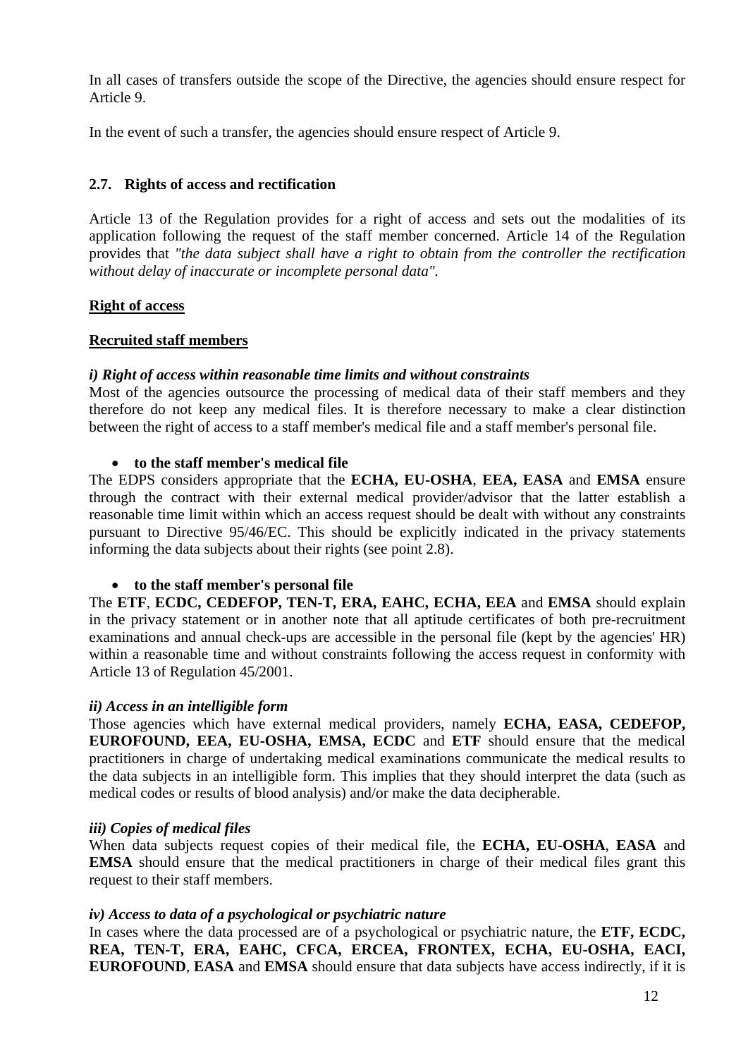In all cases of transfers outside the scope of the Directive, the agencies should ensure respect for Article 9.

In the event of such a transfer, the agencies should ensure respect of Article 9.

### 2.7. Rights of access and rectification

Article 13 of the Regulation provides for a right of access and sets out the modalities of its application following the request of the staff member concerned. Article 14 of the Regulation provides that *"the data subject shall have a right to obtain from the controller the rectification without delay of inaccurate or incomplete personal data".*

**Right of access**

**Recruited staff members**

***i) Right of access within reasonable time limits and without constraints***

Most of the agencies outsource the processing of medical data of their staff members and they therefore do not keep any medical files. It is therefore necessary to make a clear distinction between the right of access to a staff member's medical file and a staff member's personal file.

- **to the staff member's medical file**

The EDPS considers appropriate that the **ECHA, EU-OSHA**, **EEA, EASA** and **EMSA** ensure through the contract with their external medical provider/advisor that the latter establish a reasonable time limit within which an access request should be dealt with without any constraints pursuant to Directive 95/46/EC. This should be explicitly indicated in the privacy statements informing the data subjects about their rights (see point 2.8).

- **to the staff member's personal file**

The **ETF**, **ECDC, CEDEFOP, TEN-T, ERA, EAHC, ECHA, EEA** and **EMSA** should explain in the privacy statement or in another note that all aptitude certificates of both pre-recruitment examinations and annual check-ups are accessible in the personal file (kept by the agencies' HR) within a reasonable time and without constraints following the access request in conformity with Article 13 of Regulation 45/2001.

***ii) Access in an intelligible form***

Those agencies which have external medical providers, namely **ECHA, EASA, CEDEFOP, EUROFOUND, EEA, EU-OSHA, EMSA, ECDC** and **ETF** should ensure that the medical practitioners in charge of undertaking medical examinations communicate the medical results to the data subjects in an intelligible form. This implies that they should interpret the data (such as medical codes or results of blood analysis) and/or make the data decipherable.

***iii) Copies of medical files***

When data subjects request copies of their medical file, the **ECHA, EU-OSHA**, **EASA** and **EMSA** should ensure that the medical practitioners in charge of their medical files grant this request to their staff members.

***iv) Access to data of a psychological or psychiatric nature***

In cases where the data processed are of a psychological or psychiatric nature, the **ETF, ECDC, REA, TEN-T, ERA, EAHC, CFCA, ERCEA, FRONTEX, ECHA, EU-OSHA, EACI, EUROFOUND**, **EASA** and **EMSA** should ensure that data subjects have access indirectly, if it is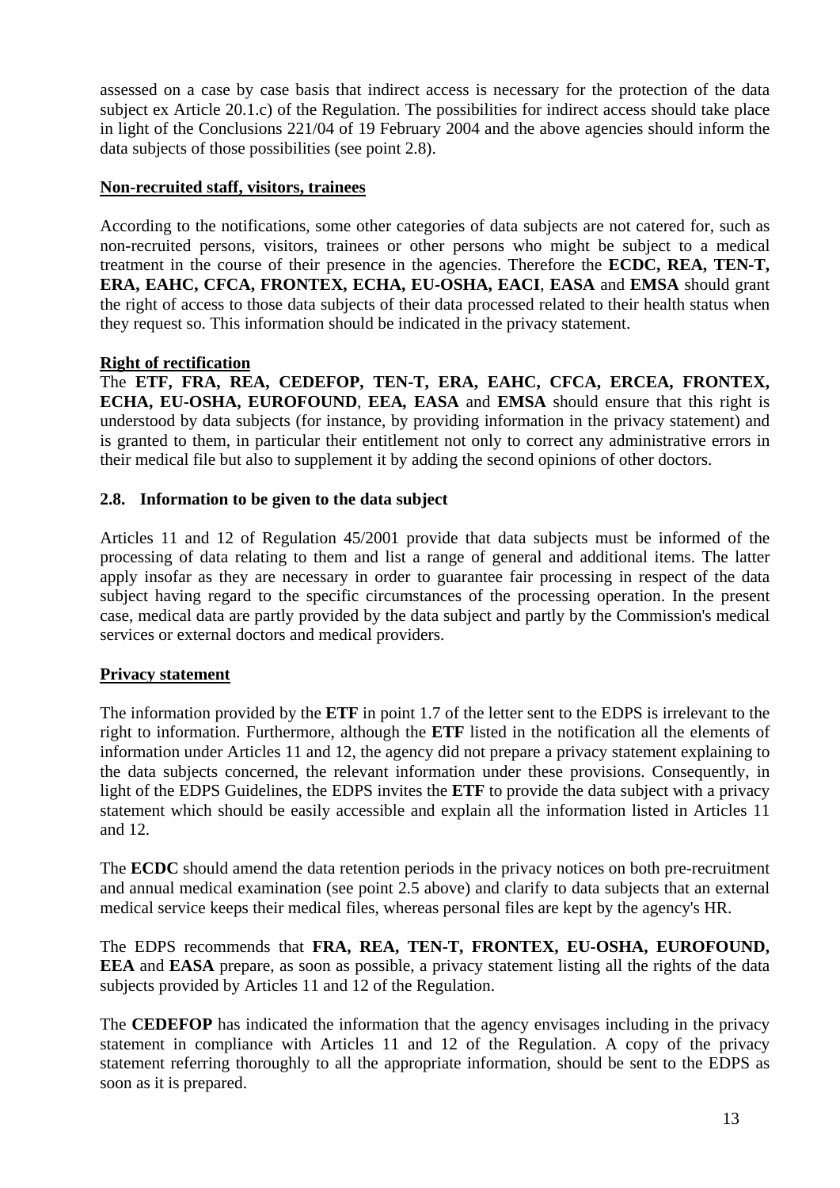assessed on a case by case basis that indirect access is necessary for the protection of the data subject ex Article 20.1.c) of the Regulation. The possibilities for indirect access should take place in light of the Conclusions 221/04 of 19 February 2004 and the above agencies should inform the data subjects of those possibilities (see point 2.8).

**Non-recruited staff, visitors, trainees**

According to the notifications, some other categories of data subjects are not catered for, such as non-recruited persons, visitors, trainees or other persons who might be subject to a medical treatment in the course of their presence in the agencies. Therefore the **ECDC, REA, TEN-T, ERA, EAHC, CFCA, FRONTEX, ECHA, EU-OSHA, EACI**, **EASA** and **EMSA** should grant the right of access to those data subjects of their data processed related to their health status when they request so. This information should be indicated in the privacy statement.

**Right of rectification**

The **ETF, FRA, REA, CEDEFOP, TEN-T, ERA, EAHC, CFCA, ERCEA, FRONTEX, ECHA, EU-OSHA, EUROFOUND**, **EEA, EASA** and **EMSA** should ensure that this right is understood by data subjects (for instance, by providing information in the privacy statement) and is granted to them, in particular their entitlement not only to correct any administrative errors in their medical file but also to supplement it by adding the second opinions of other doctors.

## 2.8. Information to be given to the data subject

Articles 11 and 12 of Regulation 45/2001 provide that data subjects must be informed of the processing of data relating to them and list a range of general and additional items. The latter apply insofar as they are necessary in order to guarantee fair processing in respect of the data subject having regard to the specific circumstances of the processing operation. In the present case, medical data are partly provided by the data subject and partly by the Commission's medical services or external doctors and medical providers.

**Privacy statement**

The information provided by the **ETF** in point 1.7 of the letter sent to the EDPS is irrelevant to the right to information. Furthermore, although the **ETF** listed in the notification all the elements of information under Articles 11 and 12, the agency did not prepare a privacy statement explaining to the data subjects concerned, the relevant information under these provisions. Consequently, in light of the EDPS Guidelines, the EDPS invites the **ETF** to provide the data subject with a privacy statement which should be easily accessible and explain all the information listed in Articles 11 and 12.

The **ECDC** should amend the data retention periods in the privacy notices on both pre-recruitment and annual medical examination (see point 2.5 above) and clarify to data subjects that an external medical service keeps their medical files, whereas personal files are kept by the agency's HR.

The EDPS recommends that **FRA, REA, TEN-T, FRONTEX, EU-OSHA, EUROFOUND, EEA** and **EASA** prepare, as soon as possible, a privacy statement listing all the rights of the data subjects provided by Articles 11 and 12 of the Regulation.

The **CEDEFOP** has indicated the information that the agency envisages including in the privacy statement in compliance with Articles 11 and 12 of the Regulation. A copy of the privacy statement referring thoroughly to all the appropriate information, should be sent to the EDPS as soon as it is prepared.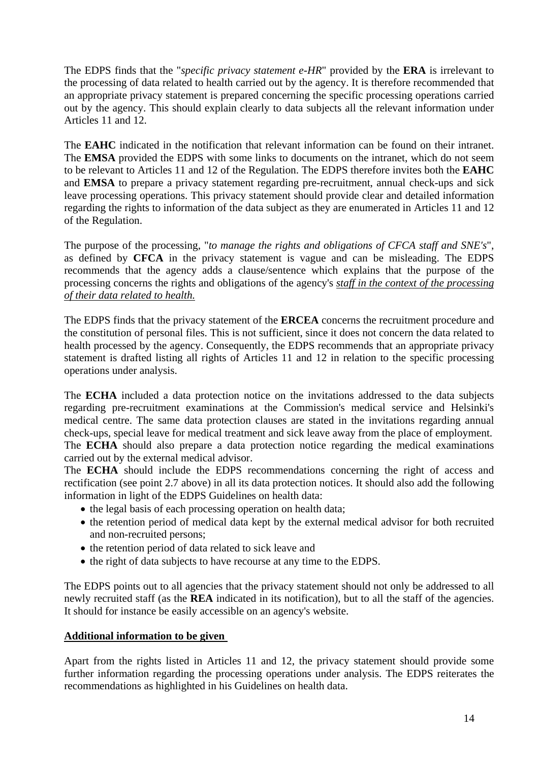The EDPS finds that the "*specific privacy statement e-HR*" provided by the **ERA** is irrelevant to the processing of data related to health carried out by the agency. It is therefore recommended that an appropriate privacy statement is prepared concerning the specific processing operations carried out by the agency. This should explain clearly to data subjects all the relevant information under Articles 11 and 12.

The **EAHC** indicated in the notification that relevant information can be found on their intranet. The **EMSA** provided the EDPS with some links to documents on the intranet, which do not seem to be relevant to Articles 11 and 12 of the Regulation. The EDPS therefore invites both the **EAHC** and **EMSA** to prepare a privacy statement regarding pre-recruitment, annual check-ups and sick leave processing operations. This privacy statement should provide clear and detailed information regarding the rights to information of the data subject as they are enumerated in Articles 11 and 12 of the Regulation.

The purpose of the processing, "*to manage the rights and obligations of CFCA staff and SNE's*", as defined by **CFCA** in the privacy statement is vague and can be misleading. The EDPS recommends that the agency adds a clause/sentence which explains that the purpose of the processing concerns the rights and obligations of the agency's *staff in the context of the processing of their data related to health.*

The EDPS finds that the privacy statement of the **ERCEA** concerns the recruitment procedure and the constitution of personal files. This is not sufficient, since it does not concern the data related to health processed by the agency. Consequently, the EDPS recommends that an appropriate privacy statement is drafted listing all rights of Articles 11 and 12 in relation to the specific processing operations under analysis.

The **ECHA** included a data protection notice on the invitations addressed to the data subjects regarding pre-recruitment examinations at the Commission's medical service and Helsinki's medical centre. The same data protection clauses are stated in the invitations regarding annual check-ups, special leave for medical treatment and sick leave away from the place of employment. The **ECHA** should also prepare a data protection notice regarding the medical examinations carried out by the external medical advisor.
The **ECHA** should include the EDPS recommendations concerning the right of access and rectification (see point 2.7 above) in all its data protection notices. It should also add the following information in light of the EDPS Guidelines on health data:

- the legal basis of each processing operation on health data;
- the retention period of medical data kept by the external medical advisor for both recruited and non-recruited persons;
- the retention period of data related to sick leave and
- the right of data subjects to have recourse at any time to the EDPS.

The EDPS points out to all agencies that the privacy statement should not only be addressed to all newly recruited staff (as the **REA** indicated in its notification), but to all the staff of the agencies. It should for instance be easily accessible on an agency's website.

**Additional information to be given**

Apart from the rights listed in Articles 11 and 12, the privacy statement should provide some further information regarding the processing operations under analysis. The EDPS reiterates the recommendations as highlighted in his Guidelines on health data.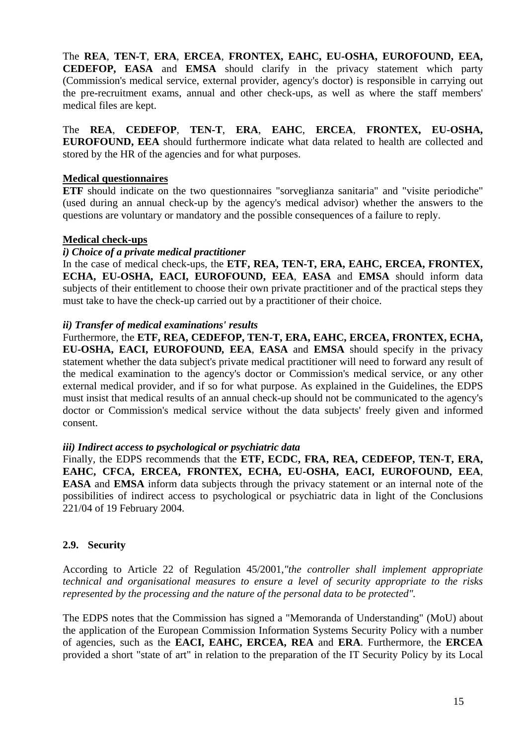The **REA**, **TEN-T**, **ERA**, **ERCEA**, **FRONTEX, EAHC, EU-OSHA, EUROFOUND, EEA, CEDEFOP, EASA** and **EMSA** should clarify in the privacy statement which party (Commission's medical service, external provider, agency's doctor) is responsible in carrying out the pre-recruitment exams, annual and other check-ups, as well as where the staff members' medical files are kept.

The **REA**, **CEDEFOP**, **TEN-T**, **ERA**, **EAHC**, **ERCEA**, **FRONTEX, EU-OSHA, EUROFOUND, EEA** should furthermore indicate what data related to health are collected and stored by the HR of the agencies and for what purposes.

**Medical questionnaires**

**ETF** should indicate on the two questionnaires "sorveglianza sanitaria" and "visite periodiche" (used during an annual check-up by the agency's medical advisor) whether the answers to the questions are voluntary or mandatory and the possible consequences of a failure to reply.

**Medical check-ups**

***i) Choice of a private medical practitioner***

In the case of medical check-ups, the **ETF, REA, TEN-T, ERA, EAHC, ERCEA, FRONTEX, ECHA, EU-OSHA, EACI, EUROFOUND, EEA**, **EASA** and **EMSA** should inform data subjects of their entitlement to choose their own private practitioner and of the practical steps they must take to have the check-up carried out by a practitioner of their choice.

***ii) Transfer of medical examinations' results***

Furthermore, the **ETF, REA, CEDEFOP, TEN-T, ERA, EAHC, ERCEA, FRONTEX, ECHA, EU-OSHA, EACI, EUROFOUND, EEA**, **EASA** and **EMSA** should specify in the privacy statement whether the data subject's private medical practitioner will need to forward any result of the medical examination to the agency's doctor or Commission's medical service, or any other external medical provider, and if so for what purpose. As explained in the Guidelines, the EDPS must insist that medical results of an annual check-up should not be communicated to the agency's doctor or Commission's medical service without the data subjects' freely given and informed consent.

***iii) Indirect access to psychological or psychiatric data***

Finally, the EDPS recommends that the **ETF, ECDC, FRA, REA, CEDEFOP, TEN-T, ERA, EAHC, CFCA, ERCEA, FRONTEX, ECHA, EU-OSHA, EACI, EUROFOUND, EEA**, **EASA** and **EMSA** inform data subjects through the privacy statement or an internal note of the possibilities of indirect access to psychological or psychiatric data in light of the Conclusions 221/04 of 19 February 2004.

### 2.9. Security

According to Article 22 of Regulation 45/2001,*"the controller shall implement appropriate technical and organisational measures to ensure a level of security appropriate to the risks represented by the processing and the nature of the personal data to be protected".*

The EDPS notes that the Commission has signed a "Memoranda of Understanding" (MoU) about the application of the European Commission Information Systems Security Policy with a number of agencies, such as the **EACI, EAHC, ERCEA, REA** and **ERA**. Furthermore, the **ERCEA** provided a short "state of art" in relation to the preparation of the IT Security Policy by its Local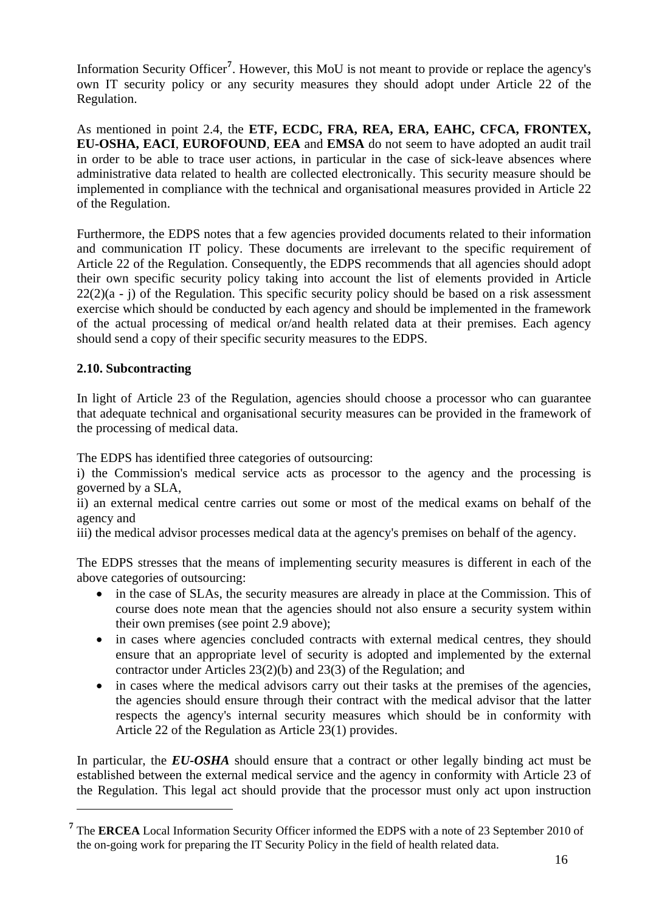Information Security Officer[7]. However, this MoU is not meant to provide or replace the agency's own IT security policy or any security measures they should adopt under Article 22 of the Regulation.

As mentioned in point 2.4, the **ETF, ECDC, FRA, REA, ERA, EAHC, CFCA, FRONTEX, EU-OSHA, EACI**, **EUROFOUND**, **EEA** and **EMSA** do not seem to have adopted an audit trail in order to be able to trace user actions, in particular in the case of sick-leave absences where administrative data related to health are collected electronically. This security measure should be implemented in compliance with the technical and organisational measures provided in Article 22 of the Regulation.

Furthermore, the EDPS notes that a few agencies provided documents related to their information and communication IT policy. These documents are irrelevant to the specific requirement of Article 22 of the Regulation. Consequently, the EDPS recommends that all agencies should adopt their own specific security policy taking into account the list of elements provided in Article 22(2)(a - j) of the Regulation. This specific security policy should be based on a risk assessment exercise which should be conducted by each agency and should be implemented in the framework of the actual processing of medical or/and health related data at their premises. Each agency should send a copy of their specific security measures to the EDPS.

### 2.10. Subcontracting

In light of Article 23 of the Regulation, agencies should choose a processor who can guarantee that adequate technical and organisational security measures can be provided in the framework of the processing of medical data.

The EDPS has identified three categories of outsourcing:
i) the Commission's medical service acts as processor to the agency and the processing is governed by a SLA,
ii) an external medical centre carries out some or most of the medical exams on behalf of the agency and
iii) the medical advisor processes medical data at the agency's premises on behalf of the agency.

The EDPS stresses that the means of implementing security measures is different in each of the above categories of outsourcing:

- in the case of SLAs, the security measures are already in place at the Commission. This of course does note mean that the agencies should not also ensure a security system within their own premises (see point 2.9 above);
- in cases where agencies concluded contracts with external medical centres, they should ensure that an appropriate level of security is adopted and implemented by the external contractor under Articles 23(2)(b) and 23(3) of the Regulation; and
- in cases where the medical advisors carry out their tasks at the premises of the agencies, the agencies should ensure through their contract with the medical advisor that the latter respects the agency's internal security measures which should be in conformity with Article 22 of the Regulation as Article 23(1) provides.

In particular, the ***EU-OSHA*** should ensure that a contract or other legally binding act must be established between the external medical service and the agency in conformity with Article 23 of the Regulation. This legal act should provide that the processor must only act upon instruction

[7] The **ERCEA** Local Information Security Officer informed the EDPS with a note of 23 September 2010 of the on-going work for preparing the IT Security Policy in the field of health related data.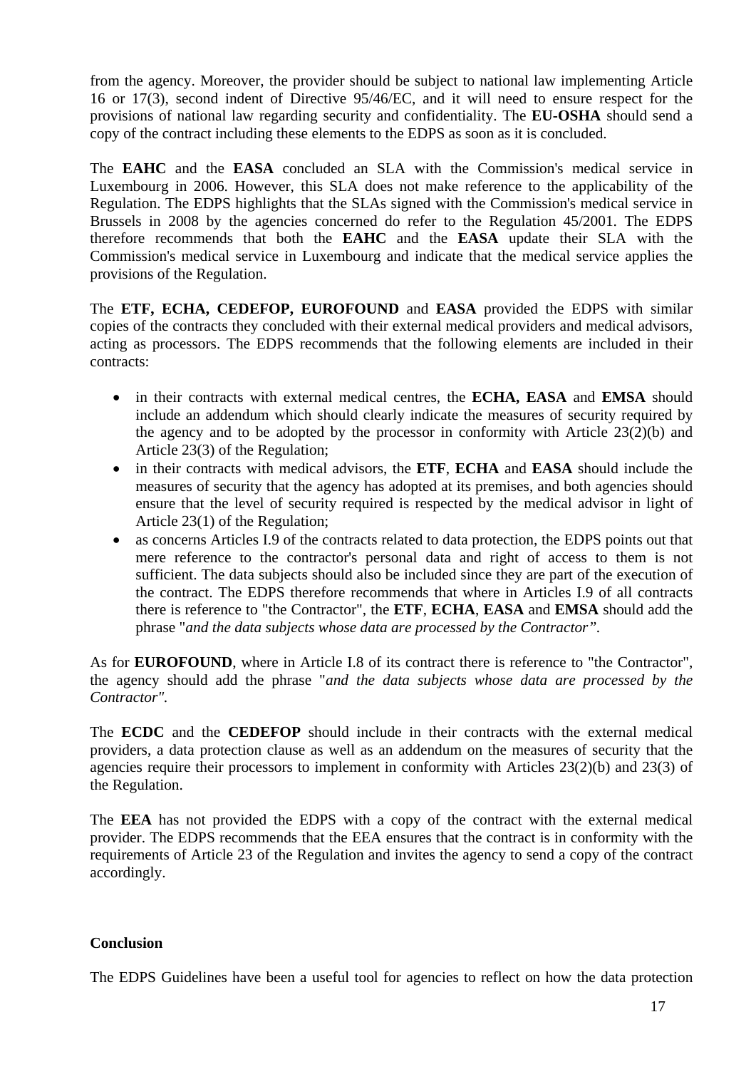from the agency. Moreover, the provider should be subject to national law implementing Article 16 or 17(3), second indent of Directive 95/46/EC, and it will need to ensure respect for the provisions of national law regarding security and confidentiality. The **EU-OSHA** should send a copy of the contract including these elements to the EDPS as soon as it is concluded.

The **EAHC** and the **EASA** concluded an SLA with the Commission's medical service in Luxembourg in 2006. However, this SLA does not make reference to the applicability of the Regulation. The EDPS highlights that the SLAs signed with the Commission's medical service in Brussels in 2008 by the agencies concerned do refer to the Regulation 45/2001. The EDPS therefore recommends that both the **EAHC** and the **EASA** update their SLA with the Commission's medical service in Luxembourg and indicate that the medical service applies the provisions of the Regulation.

The **ETF, ECHA, CEDEFOP, EUROFOUND** and **EASA** provided the EDPS with similar copies of the contracts they concluded with their external medical providers and medical advisors, acting as processors. The EDPS recommends that the following elements are included in their contracts:

- in their contracts with external medical centres, the **ECHA, EASA** and **EMSA** should include an addendum which should clearly indicate the measures of security required by the agency and to be adopted by the processor in conformity with Article 23(2)(b) and Article 23(3) of the Regulation;
- in their contracts with medical advisors, the **ETF**, **ECHA** and **EASA** should include the measures of security that the agency has adopted at its premises, and both agencies should ensure that the level of security required is respected by the medical advisor in light of Article 23(1) of the Regulation;
- as concerns Articles I.9 of the contracts related to data protection, the EDPS points out that mere reference to the contractor's personal data and right of access to them is not sufficient. The data subjects should also be included since they are part of the execution of the contract. The EDPS therefore recommends that where in Articles I.9 of all contracts there is reference to "the Contractor", the **ETF**, **ECHA**, **EASA** and **EMSA** should add the phrase "*and the data subjects whose data are processed by the Contractor"*.

As for **EUROFOUND**, where in Article I.8 of its contract there is reference to "the Contractor", the agency should add the phrase "*and the data subjects whose data are processed by the Contractor"*.

The **ECDC** and the **CEDEFOP** should include in their contracts with the external medical providers, a data protection clause as well as an addendum on the measures of security that the agencies require their processors to implement in conformity with Articles 23(2)(b) and 23(3) of the Regulation.

The **EEA** has not provided the EDPS with a copy of the contract with the external medical provider. The EDPS recommends that the EEA ensures that the contract is in conformity with the requirements of Article 23 of the Regulation and invites the agency to send a copy of the contract accordingly.

**Conclusion**

The EDPS Guidelines have been a useful tool for agencies to reflect on how the data protection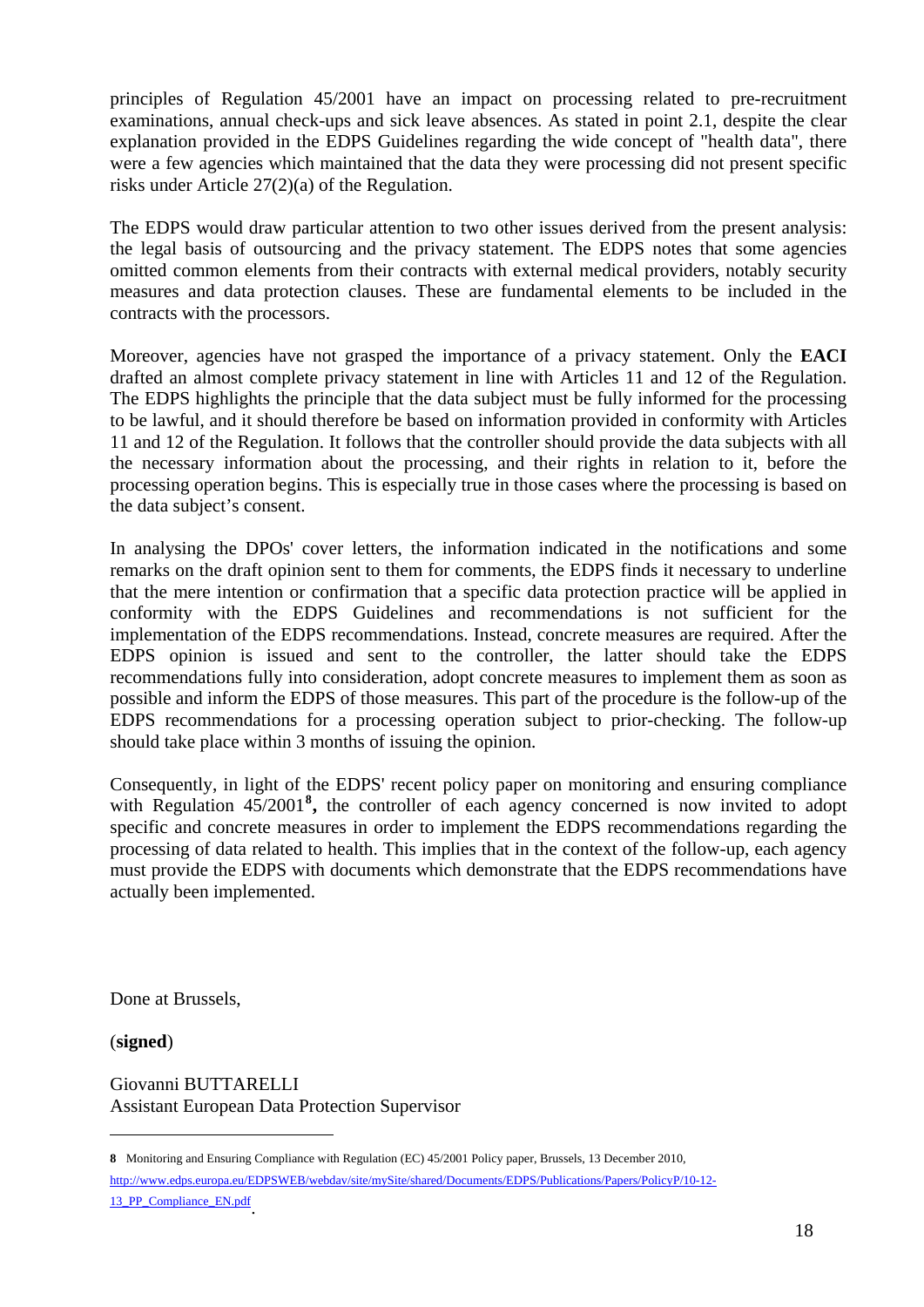principles of Regulation 45/2001 have an impact on processing related to pre-recruitment examinations, annual check-ups and sick leave absences. As stated in point 2.1, despite the clear explanation provided in the EDPS Guidelines regarding the wide concept of "health data", there were a few agencies which maintained that the data they were processing did not present specific risks under Article 27(2)(a) of the Regulation.

The EDPS would draw particular attention to two other issues derived from the present analysis: the legal basis of outsourcing and the privacy statement. The EDPS notes that some agencies omitted common elements from their contracts with external medical providers, notably security measures and data protection clauses. These are fundamental elements to be included in the contracts with the processors.

Moreover, agencies have not grasped the importance of a privacy statement. Only the **EACI** drafted an almost complete privacy statement in line with Articles 11 and 12 of the Regulation. The EDPS highlights the principle that the data subject must be fully informed for the processing to be lawful, and it should therefore be based on information provided in conformity with Articles 11 and 12 of the Regulation. It follows that the controller should provide the data subjects with all the necessary information about the processing, and their rights in relation to it, before the processing operation begins. This is especially true in those cases where the processing is based on the data subject's consent.

In analysing the DPOs' cover letters, the information indicated in the notifications and some remarks on the draft opinion sent to them for comments, the EDPS finds it necessary to underline that the mere intention or confirmation that a specific data protection practice will be applied in conformity with the EDPS Guidelines and recommendations is not sufficient for the implementation of the EDPS recommendations. Instead, concrete measures are required. After the EDPS opinion is issued and sent to the controller, the latter should take the EDPS recommendations fully into consideration, adopt concrete measures to implement them as soon as possible and inform the EDPS of those measures. This part of the procedure is the follow-up of the EDPS recommendations for a processing operation subject to prior-checking. The follow-up should take place within 3 months of issuing the opinion.

Consequently, in light of the EDPS' recent policy paper on monitoring and ensuring compliance with Regulation 45/2001[8]**,** the controller of each agency concerned is now invited to adopt specific and concrete measures in order to implement the EDPS recommendations regarding the processing of data related to health. This implies that in the context of the follow-up, each agency must provide the EDPS with documents which demonstrate that the EDPS recommendations have actually been implemented.

Done at Brussels,

(**signed**)

Giovanni BUTTARELLI
Assistant European Data Protection Supervisor

---

[8] Monitoring and Ensuring Compliance with Regulation (EC) 45/2001 Policy paper, Brussels, 13 December 2010, http://www.edps.europa.eu/EDPSWEB/webdav/site/mySite/shared/Documents/EDPS/Publications/Papers/PolicyP/10-12-13_PP_Compliance_EN.pdf.